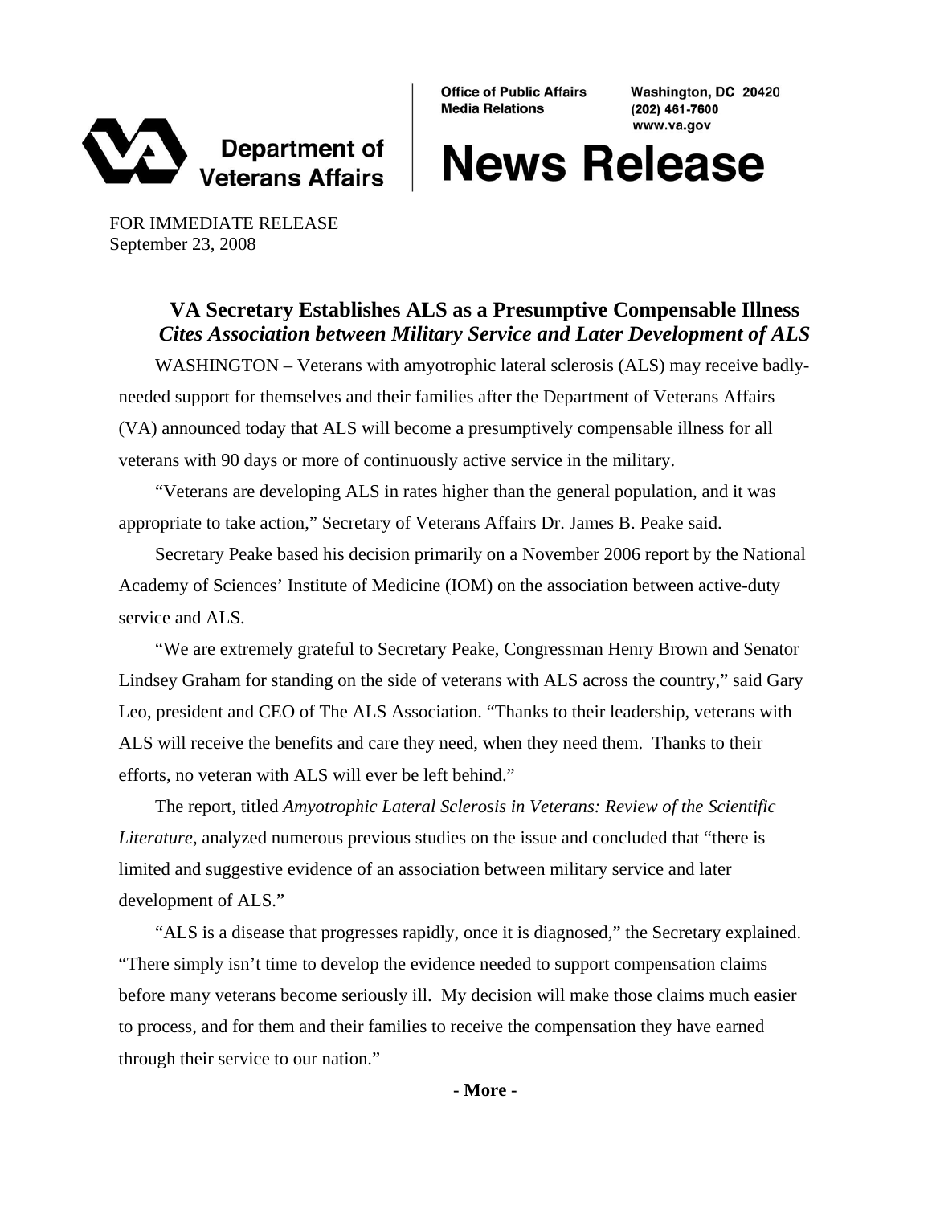**Department of Veterans Affairs**

**Office of Public Affairs**
**Media Relations**

**Washington, DC 20420**
**(202) 461-7600**
**www.va.gov**

# News Release

FOR IMMEDIATE RELEASE
September 23, 2008

## VA Secretary Establishes ALS as a Presumptive Compensable Illness
### *Cites Association between Military Service and Later Development of ALS*

WASHINGTON – Veterans with amyotrophic lateral sclerosis (ALS) may receive badly-needed support for themselves and their families after the Department of Veterans Affairs (VA) announced today that ALS will become a presumptively compensable illness for all veterans with 90 days or more of continuously active service in the military.

"Veterans are developing ALS in rates higher than the general population, and it was appropriate to take action," Secretary of Veterans Affairs Dr. James B. Peake said.

Secretary Peake based his decision primarily on a November 2006 report by the National Academy of Sciences' Institute of Medicine (IOM) on the association between active-duty service and ALS.

"We are extremely grateful to Secretary Peake, Congressman Henry Brown and Senator Lindsey Graham for standing on the side of veterans with ALS across the country," said Gary Leo, president and CEO of The ALS Association. "Thanks to their leadership, veterans with ALS will receive the benefits and care they need, when they need them. Thanks to their efforts, no veteran with ALS will ever be left behind."

The report, titled *Amyotrophic Lateral Sclerosis in Veterans: Review of the Scientific Literature*, analyzed numerous previous studies on the issue and concluded that "there is limited and suggestive evidence of an association between military service and later development of ALS."

"ALS is a disease that progresses rapidly, once it is diagnosed," the Secretary explained. "There simply isn't time to develop the evidence needed to support compensation claims before many veterans become seriously ill. My decision will make those claims much easier to process, and for them and their families to receive the compensation they have earned through their service to our nation."

**- More -**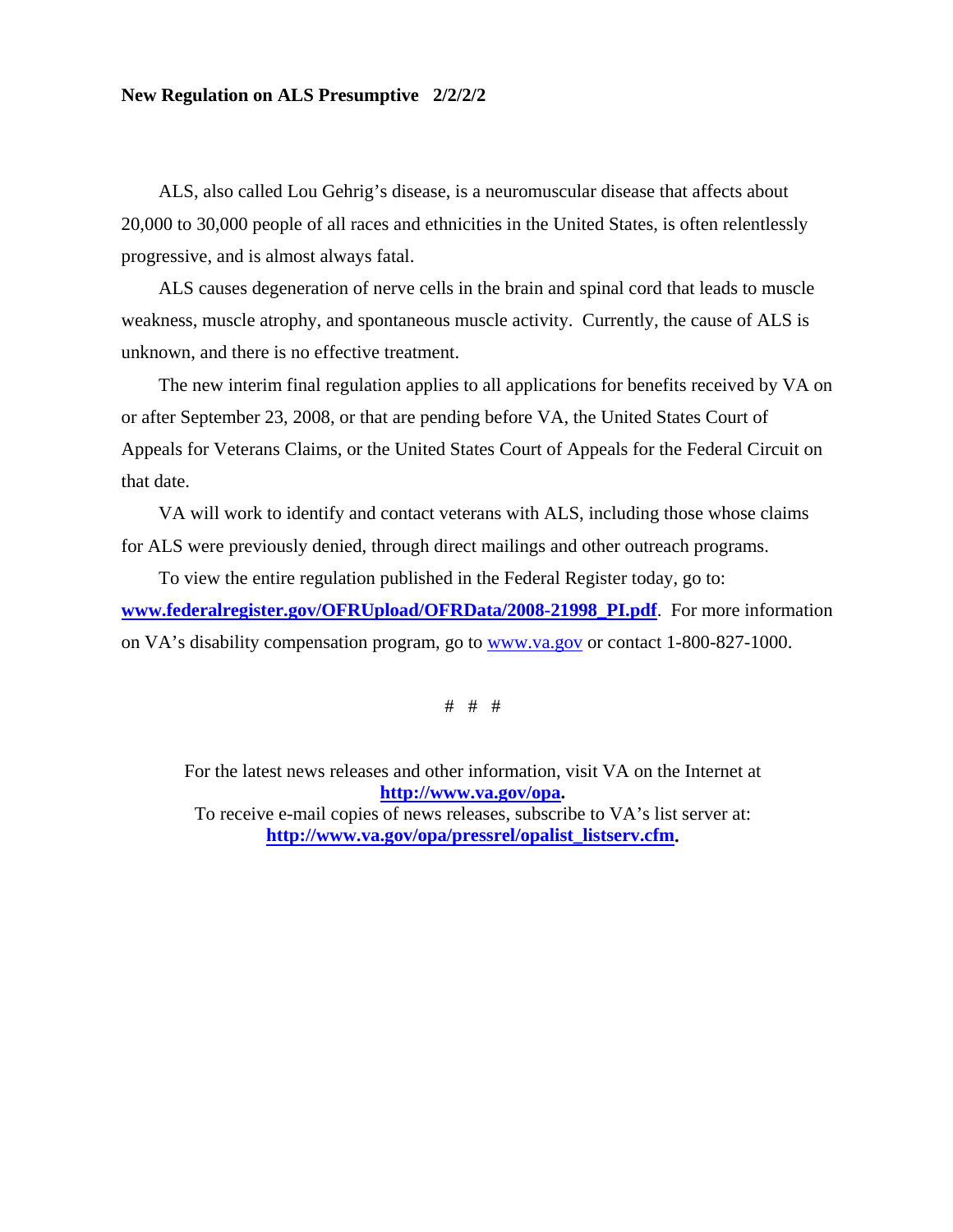**New Regulation on ALS Presumptive 2/2/2/2**

ALS, also called Lou Gehrig's disease, is a neuromuscular disease that affects about 20,000 to 30,000 people of all races and ethnicities in the United States, is often relentlessly progressive, and is almost always fatal.

ALS causes degeneration of nerve cells in the brain and spinal cord that leads to muscle weakness, muscle atrophy, and spontaneous muscle activity. Currently, the cause of ALS is unknown, and there is no effective treatment.

The new interim final regulation applies to all applications for benefits received by VA on or after September 23, 2008, or that are pending before VA, the United States Court of Appeals for Veterans Claims, or the United States Court of Appeals for the Federal Circuit on that date.

VA will work to identify and contact veterans with ALS, including those whose claims for ALS were previously denied, through direct mailings and other outreach programs.

To view the entire regulation published in the Federal Register today, go to: **www.federalregister.gov/OFRUpload/OFRData/2008-21998_PI.pdf**. For more information on VA's disability compensation program, go to www.va.gov or contact 1-800-827-1000.

# # #

For the latest news releases and other information, visit VA on the Internet at **http://www.va.gov/opa.**
To receive e-mail copies of news releases, subscribe to VA's list server at: **http://www.va.gov/opa/pressrel/opalist_listserv.cfm.**